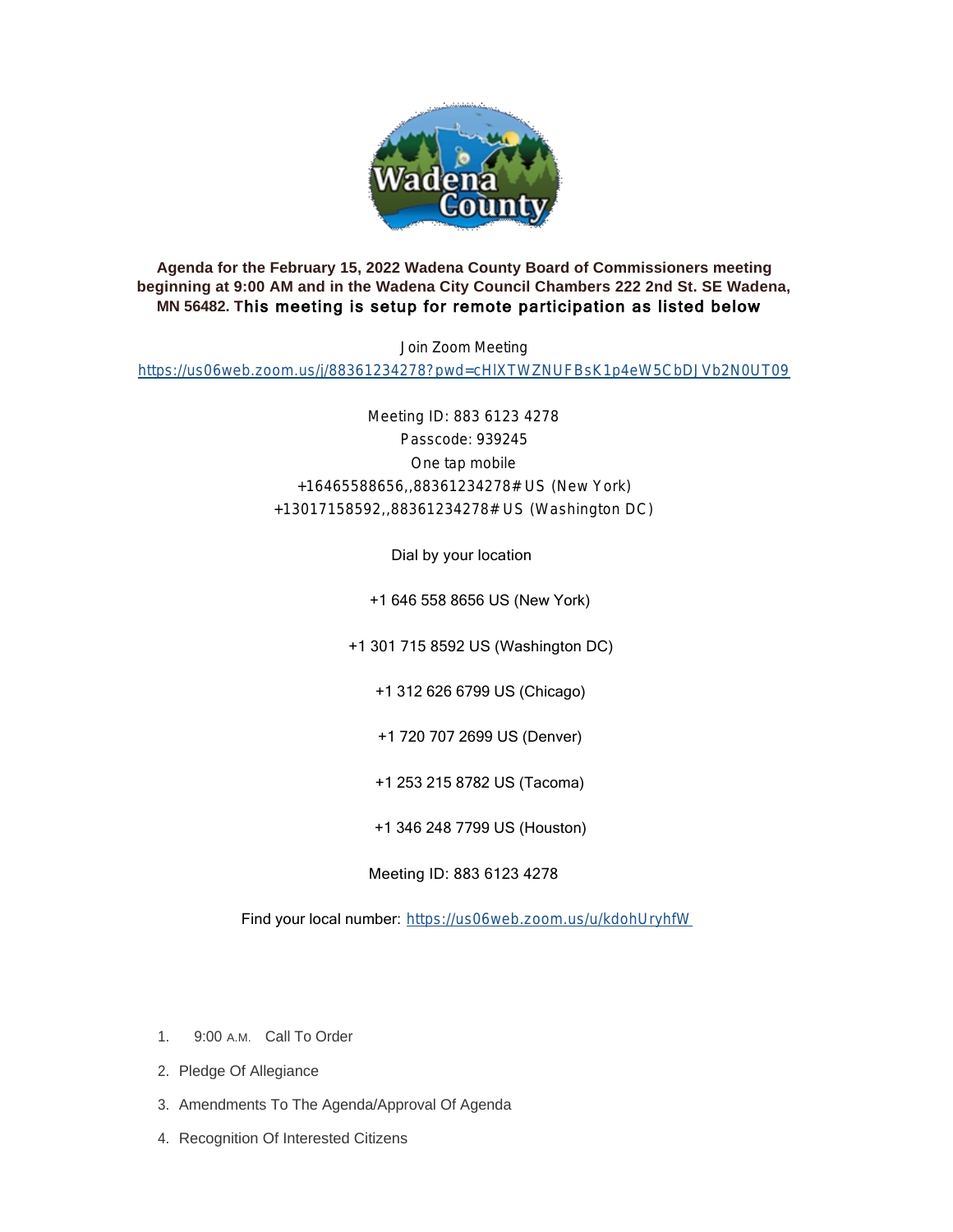**Agenda for the February 15, 2022 Wadena County Board of Commissioners meeting beginning at 9:00 AM and in the Wadena City Council Chambers 222 2nd St. SE Wadena, MN 56482. This meeting is setup for remote participation as listed below**

Join Zoom Meeting

https://us06web.zoom.us/j/88361234278?pwd=cHlXTWZNUFBsK1p4eW5CbDJVb2N0UT09

Meeting ID: 883 6123 4278

Passcode: 939245

One tap mobile

+16465588656,,88361234278# US (New York)

+13017158592,,88361234278# US (Washington DC)

Dial by your location

+1 646 558 8656 US (New York)

+1 301 715 8592 US (Washington DC)

+1 312 626 6799 US (Chicago)

+1 720 707 2699 US (Denver)

+1 253 215 8782 US (Tacoma)

+1 346 248 7799 US (Houston)

Meeting ID: 883 6123 4278

Find your local number: https://us06web.zoom.us/u/kdohUryhfW

1. 9:00 A.M. Call To Order
2. Pledge Of Allegiance
3. Amendments To The Agenda/Approval Of Agenda
4. Recognition Of Interested Citizens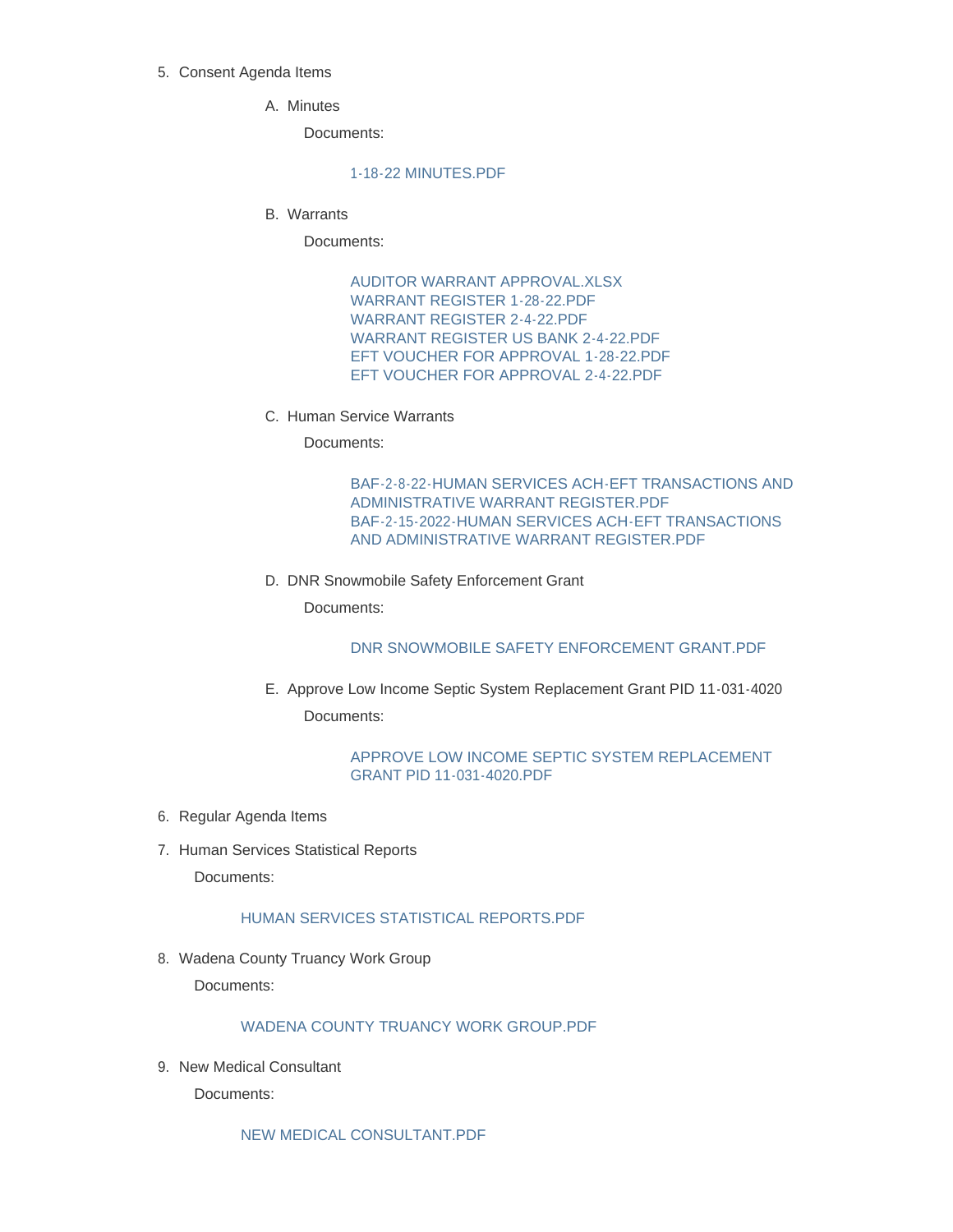5. Consent Agenda Items

    A. Minutes

        Documents:

        1-18-22 MINUTES.PDF

    B. Warrants

        Documents:

        AUDITOR WARRANT APPROVAL.XLSX
        WARRANT REGISTER 1-28-22.PDF
        WARRANT REGISTER 2-4-22.PDF
        WARRANT REGISTER US BANK 2-4-22.PDF
        EFT VOUCHER FOR APPROVAL 1-28-22.PDF
        EFT VOUCHER FOR APPROVAL 2-4-22.PDF

    C. Human Service Warrants

        Documents:

        BAF-2-8-22-HUMAN SERVICES ACH-EFT TRANSACTIONS AND ADMINISTRATIVE WARRANT REGISTER.PDF
        BAF-2-15-2022-HUMAN SERVICES ACH-EFT TRANSACTIONS AND ADMINISTRATIVE WARRANT REGISTER.PDF

    D. DNR Snowmobile Safety Enforcement Grant

        Documents:

        DNR SNOWMOBILE SAFETY ENFORCEMENT GRANT.PDF

    E. Approve Low Income Septic System Replacement Grant PID 11-031-4020

        Documents:

        APPROVE LOW INCOME SEPTIC SYSTEM REPLACEMENT GRANT PID 11-031-4020.PDF

6. Regular Agenda Items

7. Human Services Statistical Reports

    Documents:

    HUMAN SERVICES STATISTICAL REPORTS.PDF

8. Wadena County Truancy Work Group

    Documents:

    WADENA COUNTY TRUANCY WORK GROUP.PDF

9. New Medical Consultant

    Documents:

    NEW MEDICAL CONSULTANT.PDF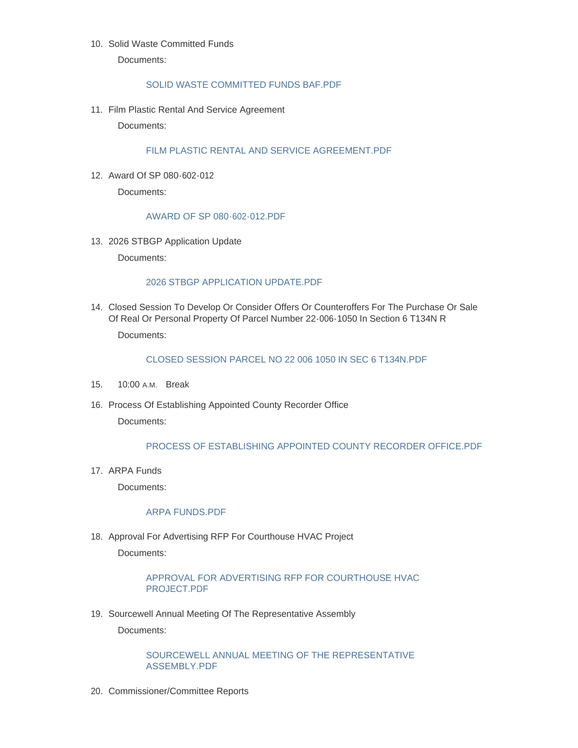10. Solid Waste Committed Funds

    Documents:

    SOLID WASTE COMMITTED FUNDS BAF.PDF

11. Film Plastic Rental And Service Agreement

    Documents:

    FILM PLASTIC RENTAL AND SERVICE AGREEMENT.PDF

12. Award Of SP 080-602-012

    Documents:

    AWARD OF SP 080-602-012.PDF

13. 2026 STBGP Application Update

    Documents:

    2026 STBGP APPLICATION UPDATE.PDF

14. Closed Session To Develop Or Consider Offers Or Counteroffers For The Purchase Or Sale Of Real Or Personal Property Of Parcel Number 22-006-1050 In Section 6 T134N R

    Documents:

    CLOSED SESSION PARCEL NO 22 006 1050 IN SEC 6 T134N.PDF

15. 10:00 A.M. Break

16. Process Of Establishing Appointed County Recorder Office

    Documents:

    PROCESS OF ESTABLISHING APPOINTED COUNTY RECORDER OFFICE.PDF

17. ARPA Funds

    Documents:

    ARPA FUNDS.PDF

18. Approval For Advertising RFP For Courthouse HVAC Project

    Documents:

    APPROVAL FOR ADVERTISING RFP FOR COURTHOUSE HVAC PROJECT.PDF

19. Sourcewell Annual Meeting Of The Representative Assembly

    Documents:

    SOURCEWELL ANNUAL MEETING OF THE REPRESENTATIVE ASSEMBLY.PDF

20. Commissioner/Committee Reports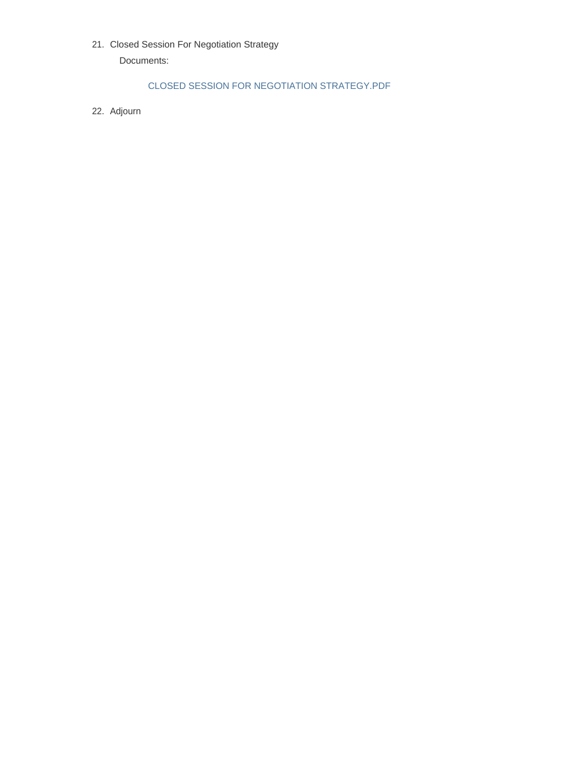21. Closed Session For Negotiation Strategy

    Documents:

    CLOSED SESSION FOR NEGOTIATION STRATEGY.PDF

22. Adjourn